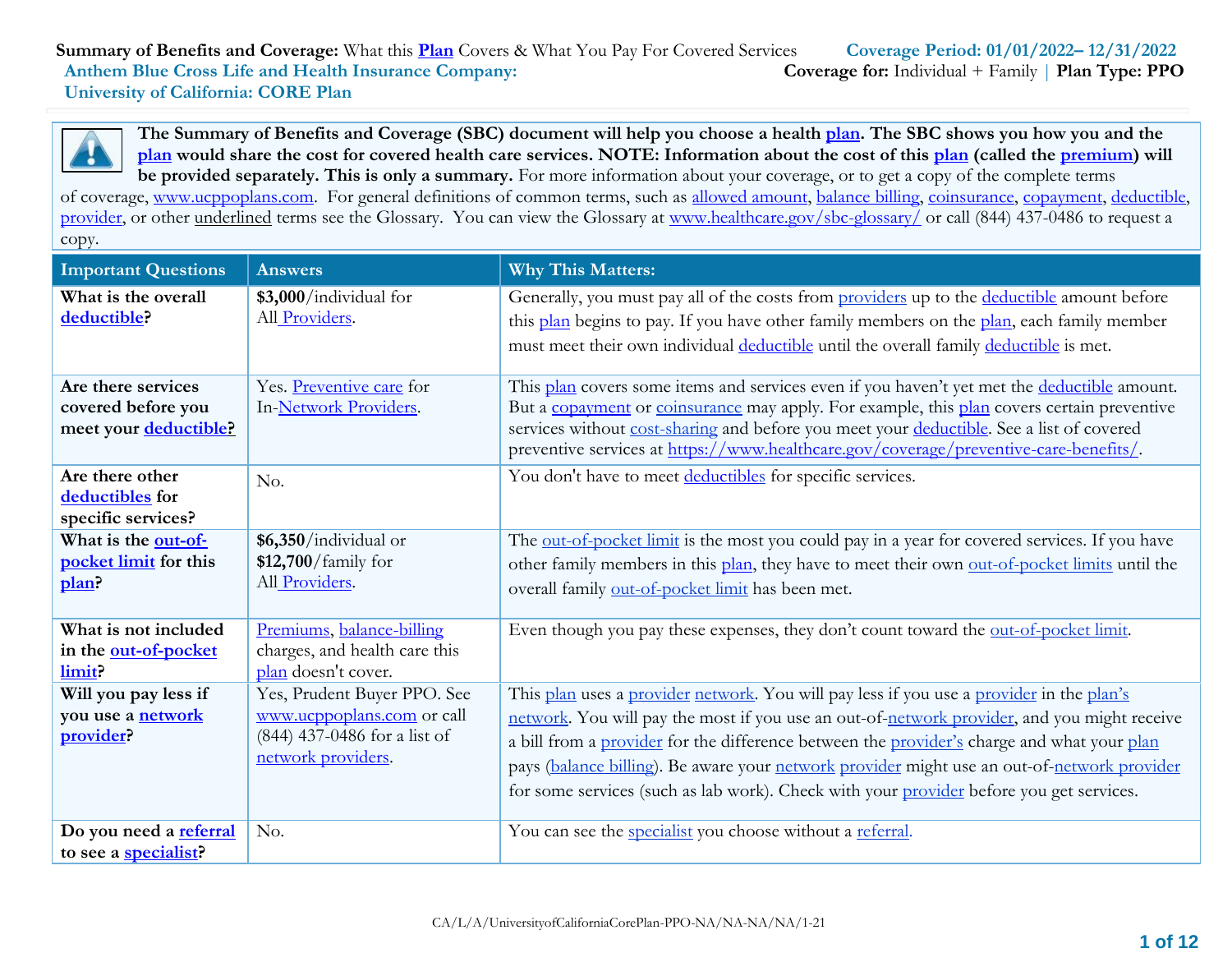**Summary of Benefits and Coverage:** What this **Plan** Covers & What You Pay For Covered Services **Coverage Period: 01/01/2022– 12/31/2022**

**Anthem Blue Cross Life and Health Insurance Company: University of California: CORE Plan** **Coverage for:** Individual + Family | **Plan Type: PPO**

**The Summary of Benefits and Coverage (SBC) document will help you choose a health plan. The SBC shows you how you and the plan would share the cost for covered health care services. NOTE: Information about the cost of this plan (called the premium) will be provided separately. This is only a summary.** For more information about your coverage, or to get a copy of the complete terms of coverage, www.ucppoplans.com. For general definitions of common terms, such as allowed amount, balance billing, coinsurance, copayment, deductible, provider, or other underlined terms see the Glossary. You can view the Glossary at www.healthcare.gov/sbc-glossary/ or call (844) 437-0486 to request a copy.

| Important Questions | Answers | Why This Matters: |
|---|---|---|
| **What is the overall deductible?** | **$3,000**/individual for All Providers. | Generally, you must pay all of the costs from providers up to the deductible amount before this plan begins to pay. If you have other family members on the plan, each family member must meet their own individual deductible until the overall family deductible is met. |
| **Are there services covered before you meet your deductible?** | Yes. Preventive care for In-Network Providers. | This plan covers some items and services even if you haven't yet met the deductible amount. But a copayment or coinsurance may apply. For example, this plan covers certain preventive services without cost-sharing and before you meet your deductible. See a list of covered preventive services at https://www.healthcare.gov/coverage/preventive-care-benefits/. |
| **Are there other deductibles for specific services?** | No. | You don't have to meet deductibles for specific services. |
| **What is the out-of-pocket limit for this plan?** | **$6,350**/individual or **$12,700**/family for All Providers. | The out-of-pocket limit is the most you could pay in a year for covered services. If you have other family members in this plan, they have to meet their own out-of-pocket limits until the overall family out-of-pocket limit has been met. |
| **What is not included in the out-of-pocket limit?** | Premiums, balance-billing charges, and health care this plan doesn't cover. | Even though you pay these expenses, they don't count toward the out-of-pocket limit. |
| **Will you pay less if you use a network provider?** | Yes, Prudent Buyer PPO. See www.ucppoplans.com or call (844) 437-0486 for a list of network providers. | This plan uses a provider network. You will pay less if you use a provider in the plan's network. You will pay the most if you use an out-of-network provider, and you might receive a bill from a provider for the difference between the provider's charge and what your plan pays (balance billing). Be aware your network provider might use an out-of-network provider for some services (such as lab work). Check with your provider before you get services. |
| **Do you need a referral to see a specialist?** | No. | You can see the specialist you choose without a referral. |

CA/L/A/UniversityofCaliforniaCorePlan-PPO-NA/NA-NA/NA/1-21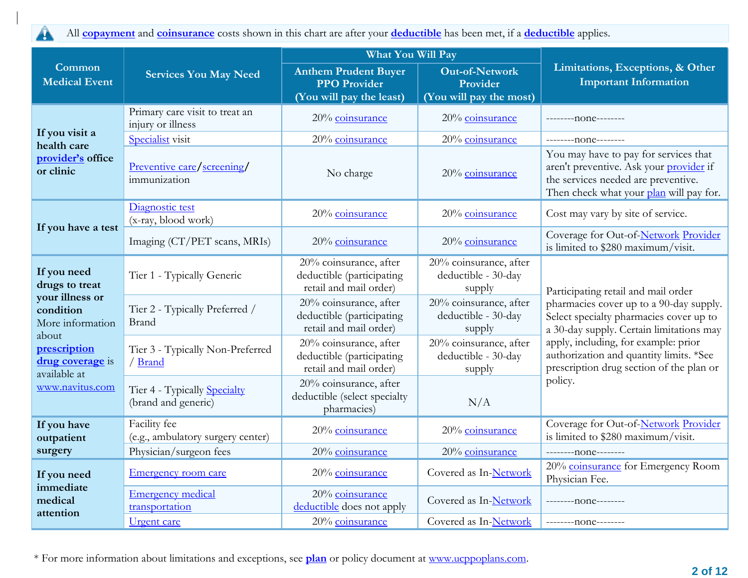All **copayment** and **coinsurance** costs shown in this chart are after your **deductible** has been met, if a **deductible** applies.

| Common Medical Event | Services You May Need | What You Will Pay | | Limitations, Exceptions, & Other Important Information |
|---|---|---|---|---|
| | | Anthem Prudent Buyer PPO Provider (You will pay the least) | Out-of-Network Provider (You will pay the most) | |
| **If you visit a health care provider's office or clinic** | Primary care visit to treat an injury or illness | 20% coinsurance | 20% coinsurance | --------none-------- |
| | Specialist visit | 20% coinsurance | 20% coinsurance | --------none-------- |
| | Preventive care/screening/ immunization | No charge | 20% coinsurance | You may have to pay for services that aren't preventive. Ask your provider if the services needed are preventive. Then check what your plan will pay for. |
| **If you have a test** | Diagnostic test (x-ray, blood work) | 20% coinsurance | 20% coinsurance | Cost may vary by site of service. |
| | Imaging (CT/PET scans, MRIs) | 20% coinsurance | 20% coinsurance | Coverage for Out-of-Network Provider is limited to $280 maximum/visit. |
| **If you need drugs to treat your illness or condition** More information about **prescription drug coverage** is available at www.navitus.com | Tier 1 - Typically Generic | 20% coinsurance, after deductible (participating retail and mail order) | 20% coinsurance, after deductible - 30-day supply | Participating retail and mail order pharmacies cover up to a 90-day supply. Select specialty pharmacies cover up to a 30-day supply. Certain limitations may apply, including, for example: prior authorization and quantity limits. *See prescription drug section of the plan or policy. |
| | Tier 2 - Typically Preferred / Brand | 20% coinsurance, after deductible (participating retail and mail order) | 20% coinsurance, after deductible - 30-day supply | |
| | Tier 3 - Typically Non-Preferred / Brand | 20% coinsurance, after deductible (participating retail and mail order) | 20% coinsurance, after deductible - 30-day supply | |
| | Tier 4 - Typically Specialty (brand and generic) | 20% coinsurance, after deductible (select specialty pharmacies) | N/A | |
| **If you have outpatient surgery** | Facility fee (e.g., ambulatory surgery center) | 20% coinsurance | 20% coinsurance | Coverage for Out-of-Network Provider is limited to $280 maximum/visit. |
| | Physician/surgeon fees | 20% coinsurance | 20% coinsurance | --------none-------- |
| **If you need immediate medical attention** | Emergency room care | 20% coinsurance | Covered as In-Network | 20% coinsurance for Emergency Room Physician Fee. |
| | Emergency medical transportation | 20% coinsurance deductible does not apply | Covered as In-Network | --------none-------- |
| | Urgent care | 20% coinsurance | Covered as In-Network | --------none-------- |

\* For more information about limitations and exceptions, see **plan** or policy document at www.ucppoplans.com.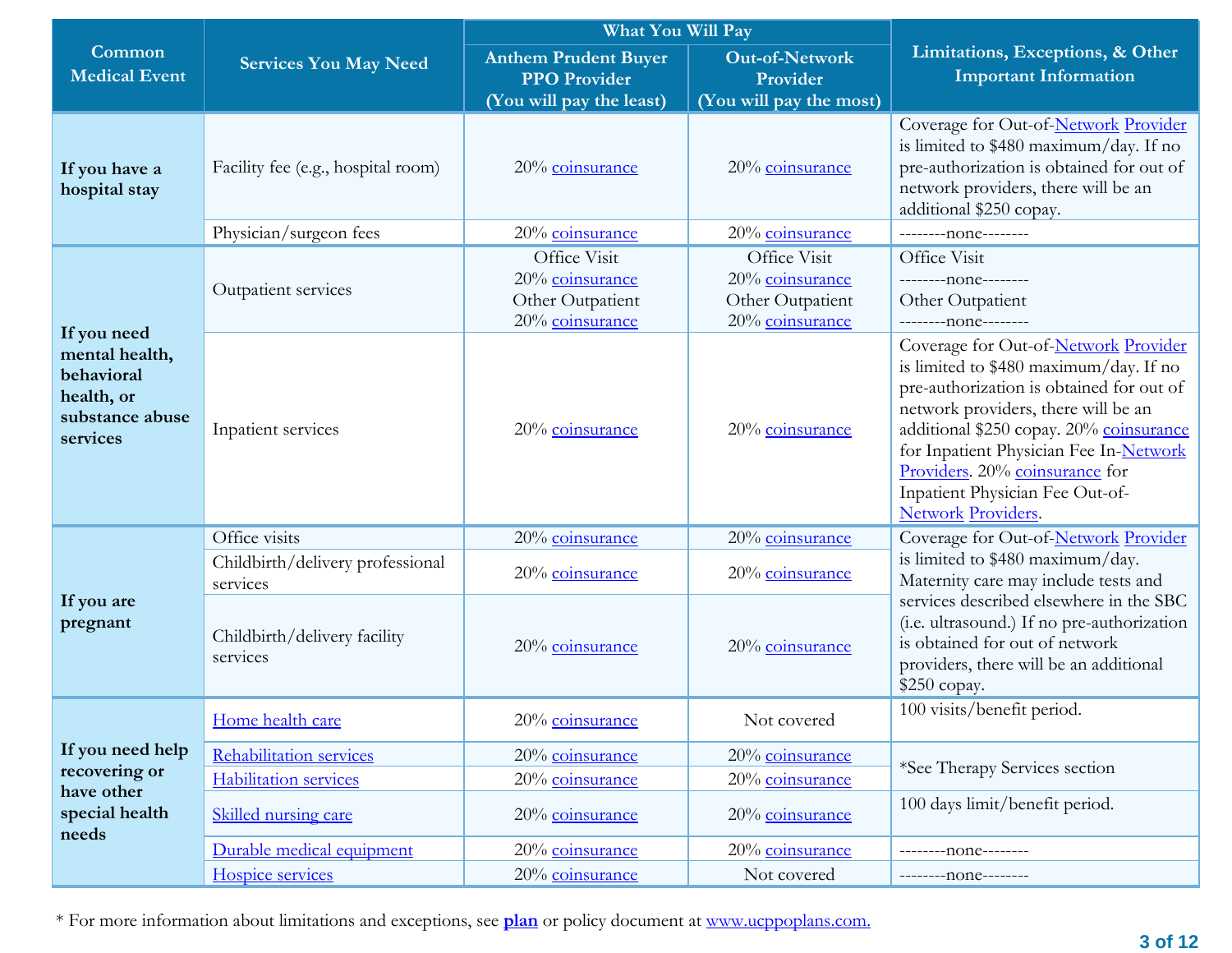| Common Medical Event | Services You May Need | What You Will Pay | | Limitations, Exceptions, & Other Important Information |
|---|---|---|---|---|
| | | Anthem Prudent Buyer PPO Provider (You will pay the least) | Out-of-Network Provider (You will pay the most) | |
| If you have a hospital stay | Facility fee (e.g., hospital room) | 20% coinsurance | 20% coinsurance | Coverage for Out-of-Network Provider is limited to $480 maximum/day. If no pre-authorization is obtained for out of network providers, there will be an additional $250 copay. |
| | Physician/surgeon fees | 20% coinsurance | 20% coinsurance | --------none-------- |
| If you need mental health, behavioral health, or substance abuse services | Outpatient services | Office Visit<br>20% coinsurance<br>Other Outpatient<br>20% coinsurance | Office Visit<br>20% coinsurance<br>Other Outpatient<br>20% coinsurance | Office Visit<br>--------none--------<br>Other Outpatient<br>--------none-------- |
| | Inpatient services | 20% coinsurance | 20% coinsurance | Coverage for Out-of-Network Provider is limited to $480 maximum/day. If no pre-authorization is obtained for out of network providers, there will be an additional $250 copay. 20% coinsurance for Inpatient Physician Fee In-Network Providers. 20% coinsurance for Inpatient Physician Fee Out-of-Network Providers. |
| If you are pregnant | Office visits | 20% coinsurance | 20% coinsurance | Coverage for Out-of-Network Provider is limited to $480 maximum/day. Maternity care may include tests and services described elsewhere in the SBC (i.e. ultrasound.) If no pre-authorization is obtained for out of network providers, there will be an additional $250 copay. |
| | Childbirth/delivery professional services | 20% coinsurance | 20% coinsurance | |
| | Childbirth/delivery facility services | 20% coinsurance | 20% coinsurance | |
| If you need help recovering or have other special health needs | Home health care | 20% coinsurance | Not covered | 100 visits/benefit period. |
| | Rehabilitation services | 20% coinsurance | 20% coinsurance | *See Therapy Services section |
| | Habilitation services | 20% coinsurance | 20% coinsurance | |
| | Skilled nursing care | 20% coinsurance | 20% coinsurance | 100 days limit/benefit period. |
| | Durable medical equipment | 20% coinsurance | 20% coinsurance | --------none-------- |
| | Hospice services | 20% coinsurance | Not covered | --------none-------- |

\* For more information about limitations and exceptions, see **plan** or policy document at www.ucppoplans.com.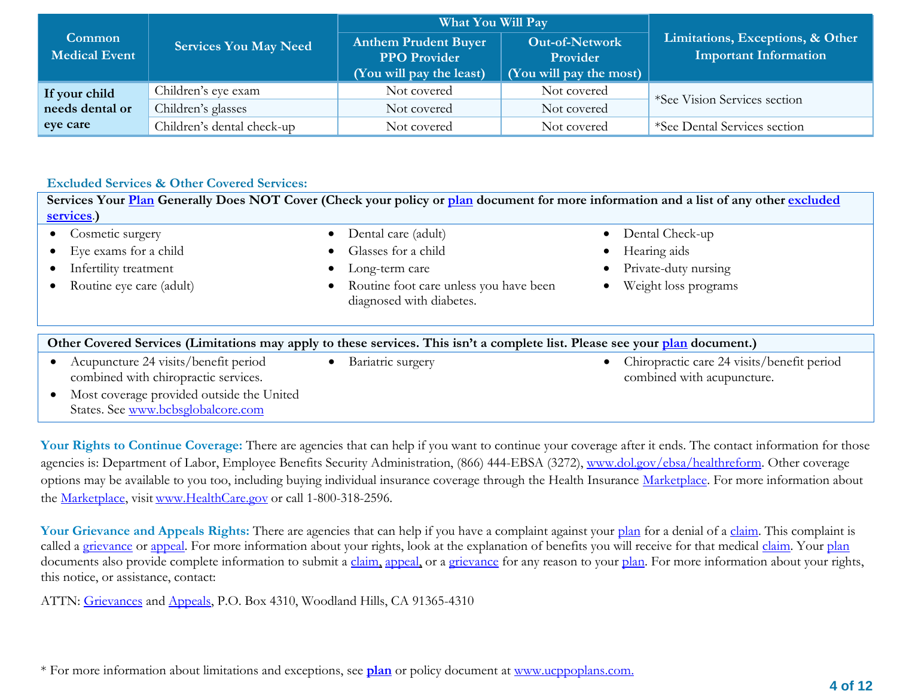| Common Medical Event | Services You May Need | What You Will Pay | | Limitations, Exceptions, & Other Important Information |
|---|---|---|---|---|
| | | Anthem Prudent Buyer PPO Provider (You will pay the least) | Out-of-Network Provider (You will pay the most) | |
| **If your child needs dental or eye care** | Children's eye exam | Not covered | Not covered | *See Vision Services section |
| | Children's glasses | Not covered | Not covered | |
| | Children's dental check-up | Not covered | Not covered | *See Dental Services section |

### Excluded Services & Other Covered Services:

**Services Your Plan Generally Does NOT Cover (Check your policy or plan document for more information and a list of any other excluded services.)**

- Cosmetic surgery
- Eye exams for a child
- Infertility treatment
- Routine eye care (adult)
- Dental care (adult)
- Glasses for a child
- Long-term care
- Routine foot care unless you have been diagnosed with diabetes.
- Dental Check-up
- Hearing aids
- Private-duty nursing
- Weight loss programs

**Other Covered Services (Limitations may apply to these services. This isn't a complete list. Please see your plan document.)**

- Acupuncture 24 visits/benefit period combined with chiropractic services.
- Most coverage provided outside the United States. See www.bcbsglobalcore.com
- Bariatric surgery
- Chiropractic care 24 visits/benefit period combined with acupuncture.

**Your Rights to Continue Coverage:** There are agencies that can help if you want to continue your coverage after it ends. The contact information for those agencies is: Department of Labor, Employee Benefits Security Administration, (866) 444-EBSA (3272), www.dol.gov/ebsa/healthreform. Other coverage options may be available to you too, including buying individual insurance coverage through the Health Insurance Marketplace. For more information about the Marketplace, visit www.HealthCare.gov or call 1-800-318-2596.

**Your Grievance and Appeals Rights:** There are agencies that can help if you have a complaint against your plan for a denial of a claim. This complaint is called a grievance or appeal. For more information about your rights, look at the explanation of benefits you will receive for that medical claim. Your plan documents also provide complete information to submit a claim, appeal, or a grievance for any reason to your plan. For more information about your rights, this notice, or assistance, contact:

ATTN: Grievances and Appeals, P.O. Box 4310, Woodland Hills, CA 91365-4310

* For more information about limitations and exceptions, see **plan** or policy document at www.ucppoplans.com.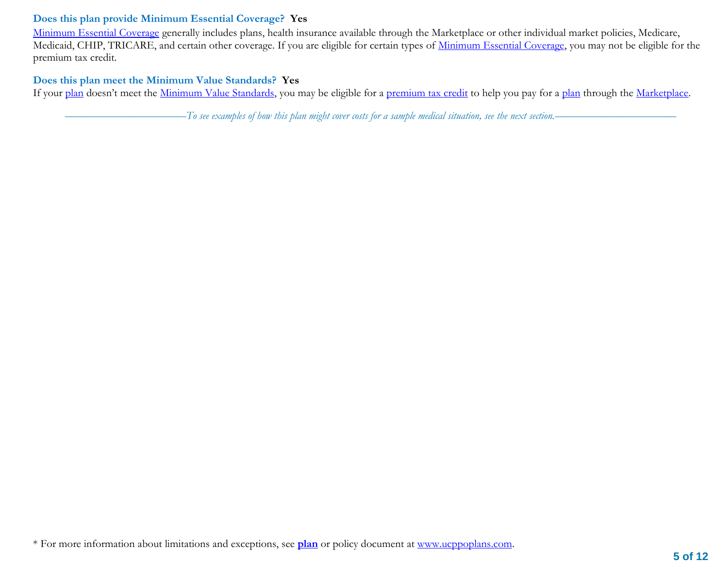### Does this plan provide Minimum Essential Coverage? **Yes**

Minimum Essential Coverage generally includes plans, health insurance available through the Marketplace or other individual market policies, Medicare, Medicaid, CHIP, TRICARE, and certain other coverage. If you are eligible for certain types of Minimum Essential Coverage, you may not be eligible for the premium tax credit.

### Does this plan meet the Minimum Value Standards? **Yes**

If your plan doesn't meet the Minimum Value Standards, you may be eligible for a premium tax credit to help you pay for a plan through the Marketplace.

*————————————To see examples of how this plan might cover costs for a sample medical situation, see the next section.————————————*

* For more information about limitations and exceptions, see **plan** or policy document at www.ucppoplans.com.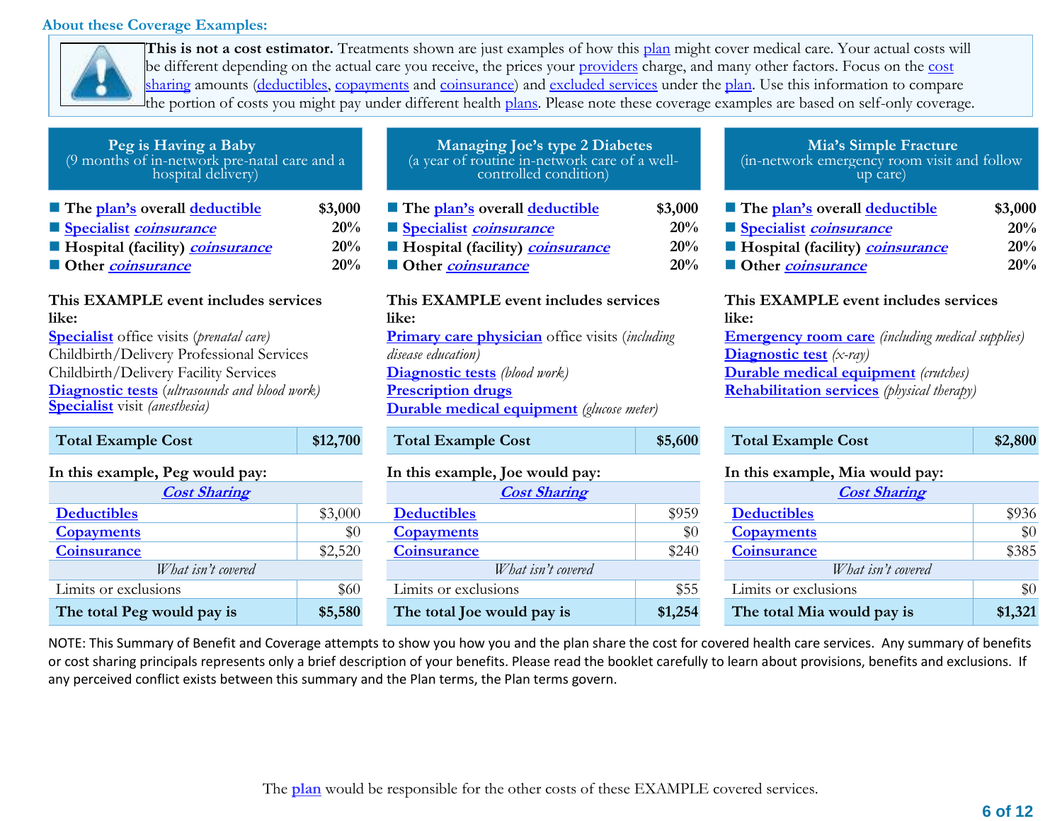### About these Coverage Examples:

**This is not a cost estimator.** Treatments shown are just examples of how this plan might cover medical care. Your actual costs will be different depending on the actual care you receive, the prices your providers charge, and many other factors. Focus on the cost sharing amounts (deductibles, copayments and coinsurance) and excluded services under the plan. Use this information to compare the portion of costs you might pay under different health plans. Please note these coverage examples are based on self-only coverage.

## Peg is Having a Baby
(9 months of in-network pre-natal care and a hospital delivery)

- **The plan's overall deductible** — **$3,000**
- **Specialist *coinsurance*** — **20%**
- **Hospital (facility) *coinsurance*** — **20%**
- **Other *coinsurance*** — **20%**

**This EXAMPLE event includes services like:**
Specialist office visits (*prenatal care*)
Childbirth/Delivery Professional Services
Childbirth/Delivery Facility Services
Diagnostic tests (*ultrasounds and blood work*)
Specialist visit (*anesthesia*)

| Total Example Cost | $12,700 |
|---|---|

**In this example, Peg would pay:**

| *Cost Sharing* | |
|---|---|
| Deductibles | $3,000 |
| Copayments | $0 |
| Coinsurance | $2,520 |
| *What isn't covered* | |
| Limits or exclusions | $60 |
| **The total Peg would pay is** | **$5,580** |

## Managing Joe's type 2 Diabetes
(a year of routine in-network care of a well-controlled condition)

- **The plan's overall deductible** — **$3,000**
- **Specialist *coinsurance*** — **20%**
- **Hospital (facility) *coinsurance*** — **20%**
- **Other *coinsurance*** — **20%**

**This EXAMPLE event includes services like:**
Primary care physician office visits (*including disease education*)
Diagnostic tests (*blood work*)
Prescription drugs
Durable medical equipment (*glucose meter*)

| Total Example Cost | $5,600 |
|---|---|

**In this example, Joe would pay:**

| *Cost Sharing* | |
|---|---|
| Deductibles | $959 |
| Copayments | $0 |
| Coinsurance | $240 |
| *What isn't covered* | |
| Limits or exclusions | $55 |
| **The total Joe would pay is** | **$1,254** |

## Mia's Simple Fracture
(in-network emergency room visit and follow up care)

- **The plan's overall deductible** — **$3,000**
- **Specialist *coinsurance*** — **20%**
- **Hospital (facility) *coinsurance*** — **20%**
- **Other *coinsurance*** — **20%**

**This EXAMPLE event includes services like:**
Emergency room care (*including medical supplies*)
Diagnostic test (*x-ray*)
Durable medical equipment (*crutches*)
Rehabilitation services (*physical therapy*)

| Total Example Cost | $2,800 |
|---|---|

**In this example, Mia would pay:**

| *Cost Sharing* | |
|---|---|
| Deductibles | $936 |
| Copayments | $0 |
| Coinsurance | $385 |
| *What isn't covered* | |
| Limits or exclusions | $0 |
| **The total Mia would pay is** | **$1,321** |

NOTE: This Summary of Benefit and Coverage attempts to show you how you and the plan share the cost for covered health care services. Any summary of benefits or cost sharing principals represents only a brief description of your benefits. Please read the booklet carefully to learn about provisions, benefits and exclusions. If any perceived conflict exists between this summary and the Plan terms, the Plan terms govern.

The plan would be responsible for the other costs of these EXAMPLE covered services.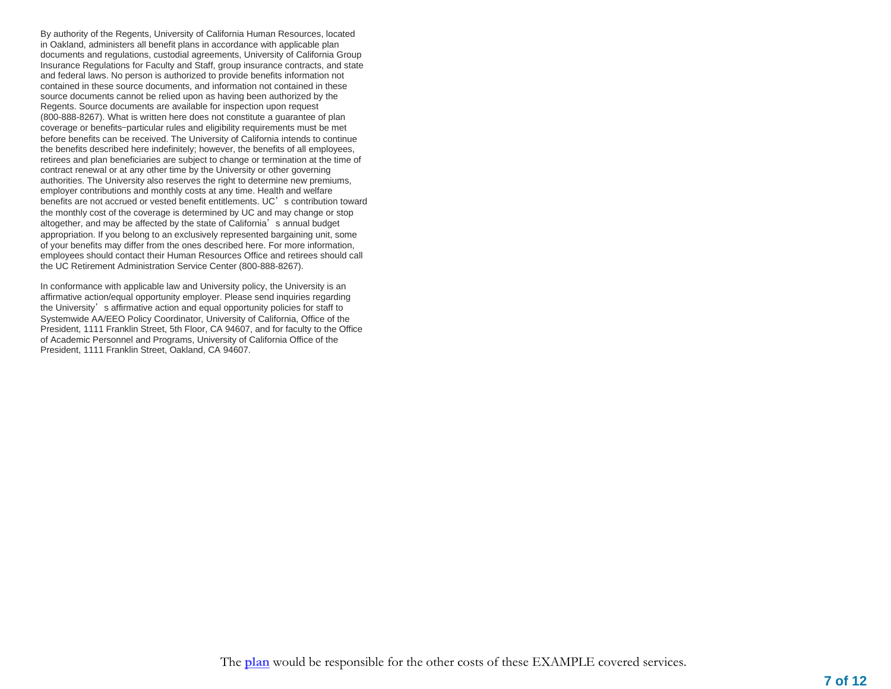By authority of the Regents, University of California Human Resources, located in Oakland, administers all benefit plans in accordance with applicable plan documents and regulations, custodial agreements, University of California Group Insurance Regulations for Faculty and Staff, group insurance contracts, and state and federal laws. No person is authorized to provide benefits information not contained in these source documents, and information not contained in these source documents cannot be relied upon as having been authorized by the Regents. Source documents are available for inspection upon request (800-888-8267). What is written here does not constitute a guarantee of plan coverage or benefits–particular rules and eligibility requirements must be met before benefits can be received. The University of California intends to continue the benefits described here indefinitely; however, the benefits of all employees, retirees and plan beneficiaries are subject to change or termination at the time of contract renewal or at any other time by the University or other governing authorities. The University also reserves the right to determine new premiums, employer contributions and monthly costs at any time. Health and welfare benefits are not accrued or vested benefit entitlements. UC's contribution toward the monthly cost of the coverage is determined by UC and may change or stop altogether, and may be affected by the state of California's annual budget appropriation. If you belong to an exclusively represented bargaining unit, some of your benefits may differ from the ones described here. For more information, employees should contact their Human Resources Office and retirees should call the UC Retirement Administration Service Center (800-888-8267).

In conformance with applicable law and University policy, the University is an affirmative action/equal opportunity employer. Please send inquiries regarding the University's affirmative action and equal opportunity policies for staff to Systemwide AA/EEO Policy Coordinator, University of California, Office of the President, 1111 Franklin Street, 5th Floor, CA 94607, and for faculty to the Office of Academic Personnel and Programs, University of California Office of the President, 1111 Franklin Street, Oakland, CA 94607.

The **plan** would be responsible for the other costs of these EXAMPLE covered services.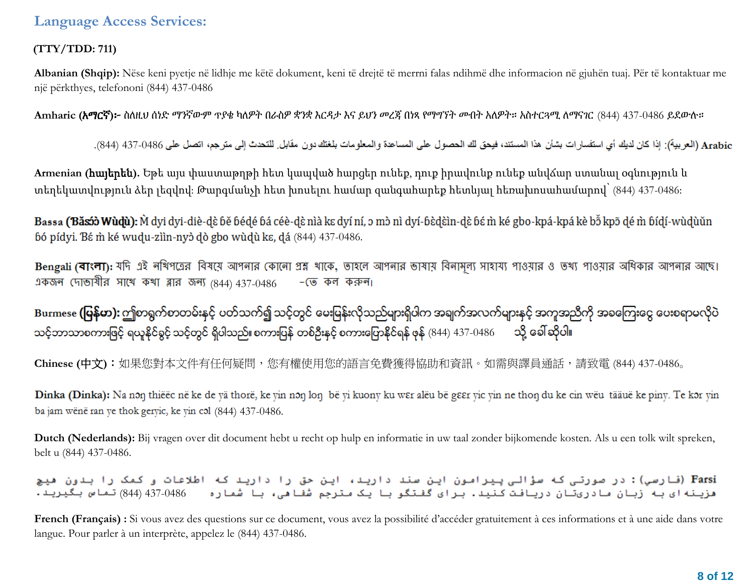## Language Access Services:

**(TTY/TDD: 711)**

**Albanian (Shqip):** Nëse keni pyetje në lidhje me këtë dokument, keni të drejtë të merrni falas ndihmë dhe informacion në gjuhën tuaj. Për të kontaktuar me një përkthyes, telefononi (844) 437-0486

**Amharic (አማርኛ)፡-** ስለዚህ ሰነድ ማንኛውም ጥያቄ ካለዎት በራስዎ ቋንቋ እርዳታ እና ይህን መረጃ በነጻ የማግኘት መብት አለዎት። አስተርጓሚ ለማናገር (844) 437-0486 ይደውሉ።

**Arabic (العربية):** إذا كان لديك أي استفسارات بشأن هذا المستند، فيحق لك الحصول على المساعدة والمعلومات بلغتك دون مقابل. للتحدث إلى مترجم، اتصل على 437-0486 (844).

**Armenian (հայերեն).** Եթե այս փաստաթղթի հետ կապված հարցեր ունեք, դուք իրավունք ունեք անվճար ստանալ օգնություն և տեղեկատվություն ձեր լեզվով: Թարգմանչի հետ խոսելու համար զանգահարեք հետևյալ հեռախոսահամարով՝ (844) 437-0486:

**Bassa (Ɓǎsɔ́ɔ̀ Wùɖù):** Ɔ̀ dyi dyi-diè-ɖɛ̀ ɓě ɓéɖé ɓá céè-ɖɛ̀ nìà kɛ dyí ní, ɔ mɔ̀ nì dyí-ɓɛ̀ɖɛ̀in-ɖɛ̀ ɓɛ́ m̀ ké gbo-kpá-kpá kè bɔ̃ kpɔ̃ ɖé m̀ ɓíɖí-wùɖùǔn ɓó pídyi. Ɓɛ́ m̀ ké wuɖu-zìin-nyɔ̀ ɖò gbo wùɖù kɛ, ɖá (844) 437-0486.

**Bengali (বাংলা):** যদি এই নথিপত্রের বিষয়ে আপনার কোনো প্রশ্ন থাকে, তাহলে আপনার ভাষায় বিনামূল্যে সাহায্য পাওয়ার ও তথ্য পাওয়ার অধিকার আপনার আছে। একজন দোভাষীর সাথে কথা বলার জন্য (844) 437-0486 -তে কল করুন।

**Burmese (မြန်မာ):** ဤစာရွက်စာတမ်းနှင့် ပတ်သက်၍ သင့်တွင် မေးမြန်းလိုသည်များရှိပါက အချက်အလက်များနှင့် အကူအညီကို အခကြေးငွေ ပေးစရာမလိုပဲ သင့်ဘာသာစကားဖြင့် ရယူနိုင်ခွင့် သင့်တွင် ရှိပါသည်။ စကားပြန် တစ်ဦးနှင့် စကားပြောနိုင်ရန် ဖုန်း (844) 437-0486 သို့ ခေါ်ဆိုပါ။

**Chinese (中文)：** 如果您對本文件有任何疑問，您有權使用您的語言免費獲得協助和資訊。如需與譯員通話，請致電 (844) 437-0486。

**Dinka (Dinka):** Na nɔŋ thiëëc në ke de yä thorë, ke yin nɔŋ loŋ bë yi kuony ku wɛr alëu bë gɛɛr yic yin ne thoŋ du ke cin wëu tääuë ke piny. Te kɔr yin ba jam wënë ran ye thok geryic, ke yin cɔl (844) 437-0486.

**Dutch (Nederlands):** Bij vragen over dit document hebt u recht op hulp en informatie in uw taal zonder bijkomende kosten. Als u een tolk wilt spreken, belt u (844) 437-0486.

**Farsi (فارسی):** در صورتی که سؤالی پیرامون این سند دارید، این حق را دارید که اطلاعات و کمک را بدون هیچ هزینه ای به زبان مادریتان دریافت کنید. برای گفتگو با یک مترجم شفاهی، با شماره 437-0486 (844) تماس بگیرید.

**French (Français) :** Si vous avez des questions sur ce document, vous avez la possibilité d'accéder gratuitement à ces informations et à une aide dans votre langue. Pour parler à un interprète, appelez le (844) 437-0486.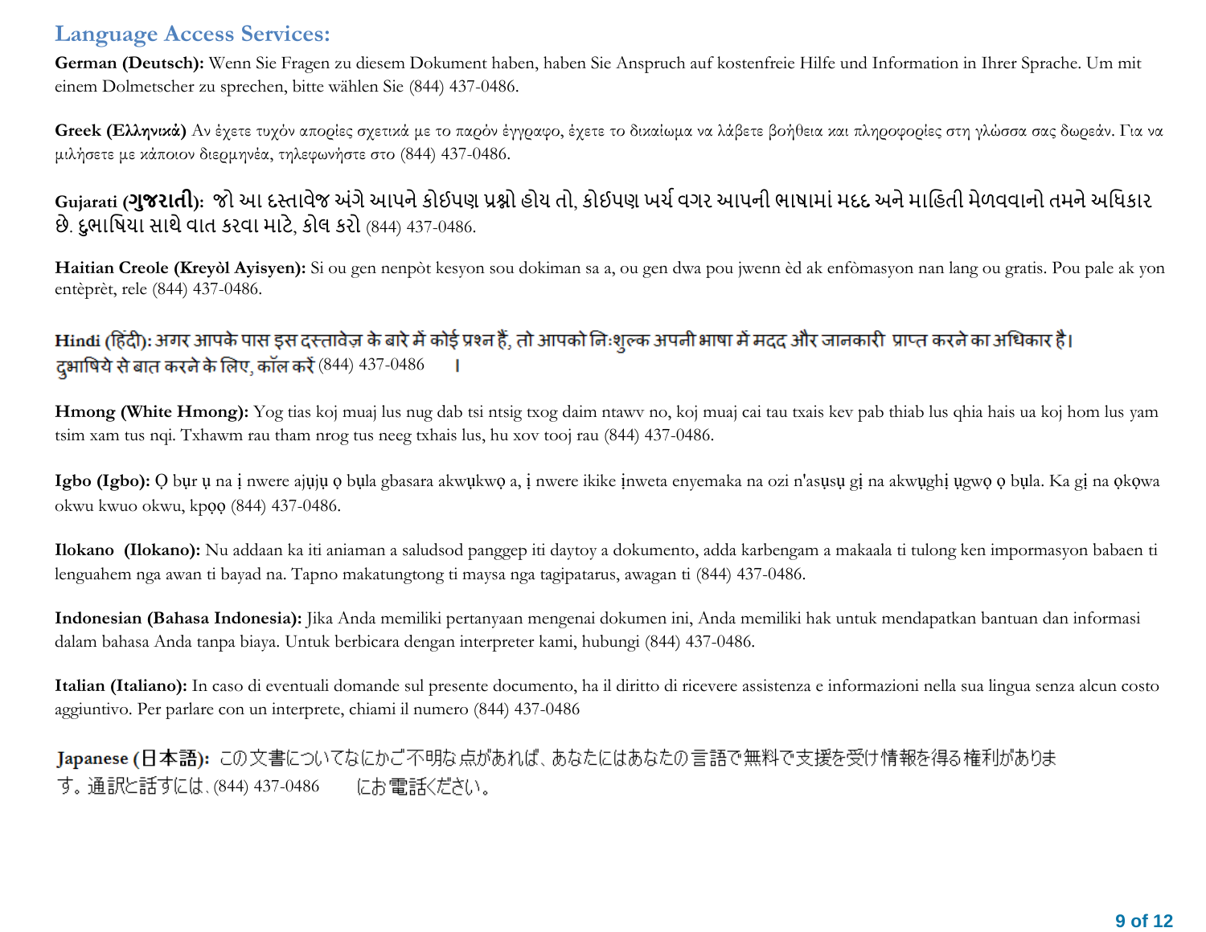## Language Access Services:

**German (Deutsch):** Wenn Sie Fragen zu diesem Dokument haben, haben Sie Anspruch auf kostenfreie Hilfe und Information in Ihrer Sprache. Um mit einem Dolmetscher zu sprechen, bitte wählen Sie (844) 437-0486.

**Greek (Ελληνικά)** Αν έχετε τυχόν απορίες σχετικά με το παρόν έγγραφο, έχετε το δικαίωμα να λάβετε βοήθεια και πληροφορίες στη γλώσσα σας δωρεάν. Για να μιλήσετε με κάποιον διερμηνέα, τηλεφωνήστε στο (844) 437-0486.

**Gujarati (ગુજરાતી):** જો આ દસ્તાવેજ અંગે આપને કોઈપણ પ્રશ્નો હોય તો, કોઈપણ ખર્ચ વગર આપની ભાષામાં મદદ અને માહિતી મેળવવાનો તમને અધિકાર છે. દુભાષિયા સાથે વાત કરવા માટે, કોલ કરો (844) 437-0486.

**Haitian Creole (Kreyòl Ayisyen):** Si ou gen nenpòt kesyon sou dokiman sa a, ou gen dwa pou jwenn èd ak enfòmasyon nan lang ou gratis. Pou pale ak yon entèprèt, rele (844) 437-0486.

**Hindi (हिंदी):** अगर आपके पास इस दस्तावेज़ के बारे में कोई प्रश्न हैं, तो आपको निःशुल्क अपनी भाषा में मदद और जानकारी प्राप्त करने का अधिकार है। दुभाषिये से बात करने के लिए, कॉल करें (844) 437-0486 ।

**Hmong (White Hmong):** Yog tias koj muaj lus nug dab tsi ntsig txog daim ntawv no, koj muaj cai tau txais kev pab thiab lus qhia hais ua koj hom lus yam tsim xam tus nqi. Txhawm rau tham nrog tus neeg txhais lus, hu xov tooj rau (844) 437-0486.

**Igbo (Igbo):** Ọ bụr ụ na ị nwere ajụjụ ọ bụla gbasara akwụkwọ a, ị nwere ikike ịnweta enyemaka na ozi n'asụsụ gị na akwụghị ụgwọ ọ bụla. Ka gị na ọkọwa okwu kwuo okwu, kpọọ (844) 437-0486.

**Ilokano (Ilokano):** Nu addaan ka iti aniaman a saludsod panggep iti daytoy a dokumento, adda karbengam a makaala ti tulong ken impormasyon babaen ti lenguahem nga awan ti bayad na. Tapno makatungtong ti maysa nga tagipatarus, awagan ti (844) 437-0486.

**Indonesian (Bahasa Indonesia):** Jika Anda memiliki pertanyaan mengenai dokumen ini, Anda memiliki hak untuk mendapatkan bantuan dan informasi dalam bahasa Anda tanpa biaya. Untuk berbicara dengan interpreter kami, hubungi (844) 437-0486.

**Italian (Italiano):** In caso di eventuali domande sul presente documento, ha il diritto di ricevere assistenza e informazioni nella sua lingua senza alcun costo aggiuntivo. Per parlare con un interprete, chiami il numero (844) 437-0486

**Japanese (日本語):** この文書についてなにかご不明な点があれば、あなたにはあなたの言語で無料で支援を受け情報を得る権利があります。通訳と話すには、(844) 437-0486 にお電話ください。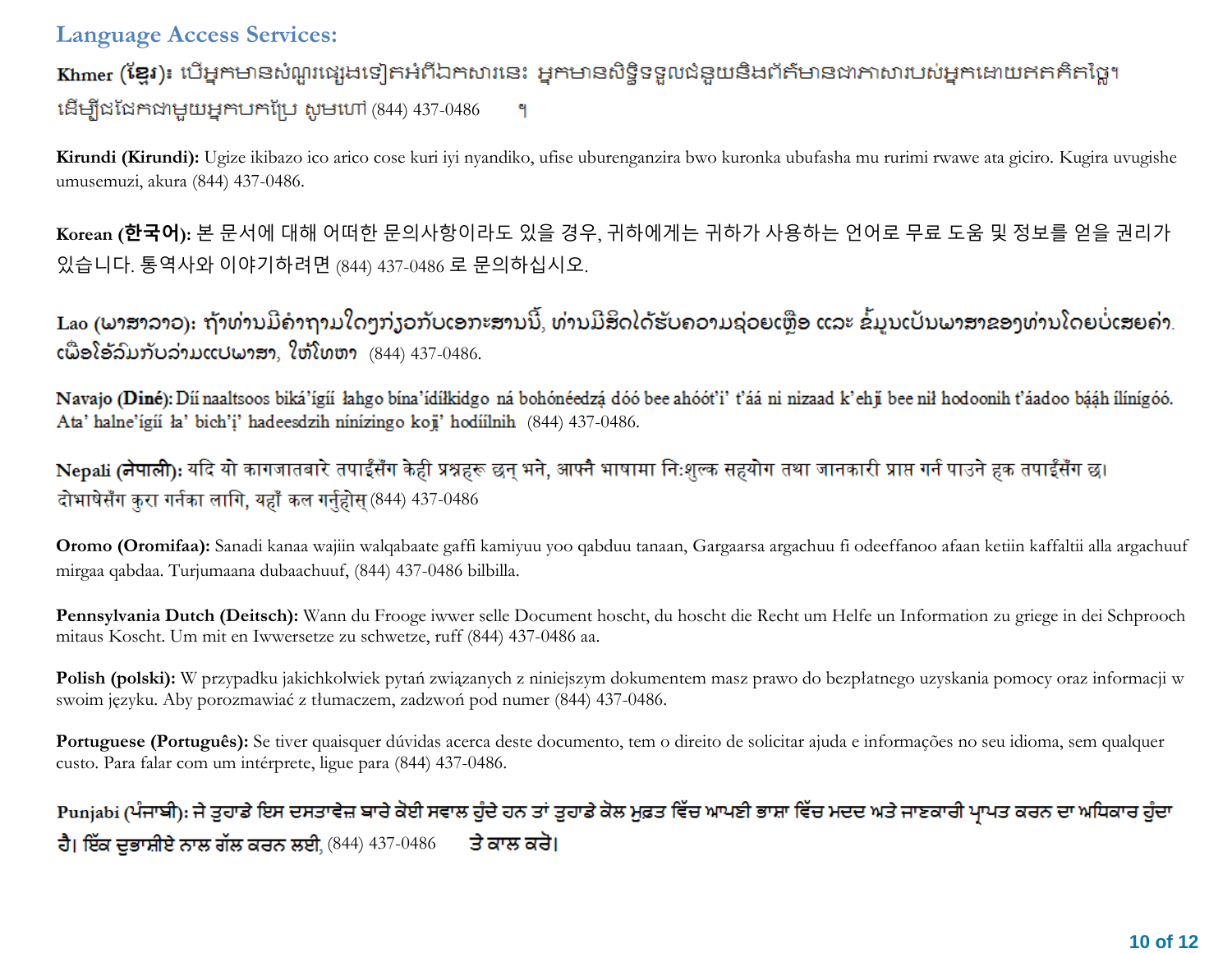## Language Access Services:

**Khmer (ខ្មែរ)៖** បើអ្នកមានសំណួរផ្សេងទៀតអំពីឯកសារនេះ អ្នកមានសិទ្ធិទទួលជំនួយនិងព័ត៌មានជាភាសារបស់អ្នកដោយឥតគិតថ្លៃ។ ដើម្បីជជែកជាមួយអ្នកបកប្រែ សូមហៅ (844) 437-0486 ។

**Kirundi (Kirundi):** Ugize ikibazo ico arico cose kuri iyi nyandiko, ufise uburenganzira bwo kuronka ubufasha mu rurimi rwawe ata giciro. Kugira uvugishe umusemuzi, akura (844) 437-0486.

**Korean (한국어):** 본 문서에 대해 어떠한 문의사항이라도 있을 경우, 귀하에게는 귀하가 사용하는 언어로 무료 도움 및 정보를 얻을 권리가 있습니다. 통역사와 이야기하려면 (844) 437-0486 로 문의하십시오.

**Lao (ພາສາລາວ):** ຖ້າທ່ານມີຄຳຖາມໃດໆກ່ຽວກັບເອກະສານນີ້, ທ່ານມີສິດໄດ້ຮັບຄວາມຊ່ວຍເຫຼືອ ແລະ ຂໍ້ມູນເປັນພາສາຂອງທ່ານໂດຍບໍ່ເສຍຄ່າ. ເພື່ອໂອ້ລົມກັບລ່າມແປພາສາ, ໃຫ້ໂທຫາ (844) 437-0486.

**Navajo (Diné):** Díí naaltsoos biká'ígíí łahgo bína'ídílkidgo ná bohónéedzą́ dóó bee ahóót'i' t'áá ni nizaad k'ehjí bee níł hodoonih t'áadoo bááh ílínígóó. Ata' halne'ígíí ła' bich'į' hadeesdzih nínízingo koji' hodíílnih (844) 437-0486.

**Nepali (नेपाली):** यदि यो कागजातबारे तपाईंसँग केही प्रश्नहरू छन् भने, आफ्नै भाषामा निःशुल्क सहयोग तथा जानकारी प्राप्त गर्न पाउने हक तपाईंसँग छ। दोभाषेसँग कुरा गर्नका लागि, यहाँ कल गर्नुहोस् (844) 437-0486

**Oromo (Oromifaa):** Sanadi kanaa wajiin walqabaate gaffi kamiyuu yoo qabduu tanaan, Gargaarsa argachuu fi odeeffanoo afaan ketiin kaffaltii alla argachuuf mirgaa qabdaa. Turjumaana dubaachuuf, (844) 437-0486 bilbilla.

**Pennsylvania Dutch (Deitsch):** Wann du Frooge iwwer selle Document hoscht, du hoscht die Recht um Helfe un Information zu griege in dei Schprooch mitaus Koscht. Um mit en Iwwersetze zu schwetze, ruff (844) 437-0486 aa.

**Polish (polski):** W przypadku jakichkolwiek pytań związanych z niniejszym dokumentem masz prawo do bezpłatnego uzyskania pomocy oraz informacji w swoim języku. Aby porozmawiać z tłumaczem, zadzwoń pod numer (844) 437-0486.

**Portuguese (Português):** Se tiver quaisquer dúvidas acerca deste documento, tem o direito de solicitar ajuda e informações no seu idioma, sem qualquer custo. Para falar com um intérprete, ligue para (844) 437-0486.

**Punjabi (ਪੰਜਾਬੀ):** ਜੇ ਤੁਹਾਡੇ ਇਸ ਦਸਤਾਵੇਜ਼ ਬਾਰੇ ਕੋਈ ਸਵਾਲ ਹੁੰਦੇ ਹਨ ਤਾਂ ਤੁਹਾਡੇ ਕੋਲ ਮੁਫ਼ਤ ਵਿੱਚ ਆਪਣੀ ਭਾਸ਼ਾ ਵਿੱਚ ਮਦਦ ਅਤੇ ਜਾਣਕਾਰੀ ਪ੍ਰਾਪਤ ਕਰਨ ਦਾ ਅਧਿਕਾਰ ਹੁੰਦਾ ਹੈ। ਇੱਕ ਦੁਭਾਸ਼ੀਏ ਨਾਲ ਗੱਲ ਕਰਨ ਲਈ, (844) 437-0486 ਤੇ ਕਾਲ ਕਰੋ।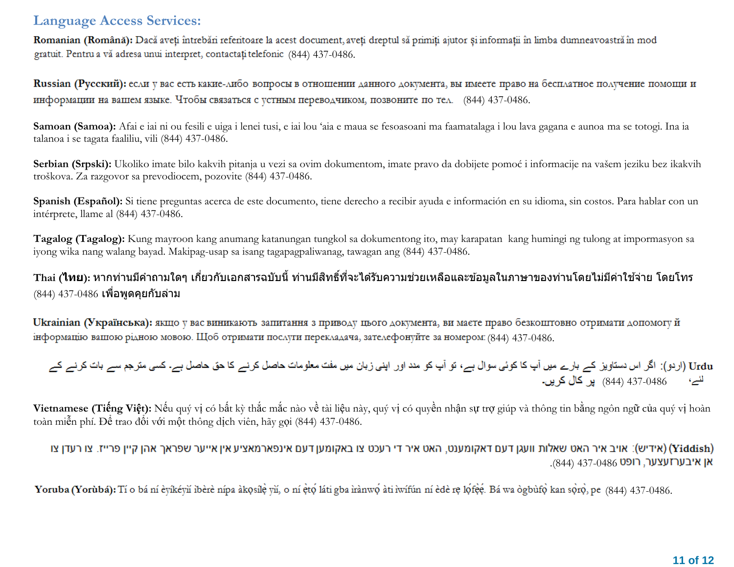## Language Access Services:

**Romanian (Română):** Dacă aveți întrebări referitoare la acest document, aveți dreptul să primiți ajutor și informații în limba dumneavoastră în mod gratuit. Pentru a vă adresa unui interpret, contactați telefonic (844) 437-0486.

**Russian (Русский):** если у вас есть какие-либо вопросы в отношении данного документа, вы имеете право на бесплатное получение помощи и информации на вашем языке. Чтобы связаться с устным переводчиком, позвоните по тел. (844) 437-0486.

**Samoan (Samoa):** Afai e iai ni ou fesili e uiga i lenei tusi, e iai lou ʻaia e maua se fesoasoani ma faamatalaga i lou lava gagana e aunoa ma se totogi. Ina ia talanoa i se tagata faaliliu, vili (844) 437-0486.

**Serbian (Srpski):** Ukoliko imate bilo kakvih pitanja u vezi sa ovim dokumentom, imate pravo da dobijete pomoć i informacije na vašem jeziku bez ikakvih troškova. Za razgovor sa prevodiocem, pozovite (844) 437-0486.

**Spanish (Español):** Si tiene preguntas acerca de este documento, tiene derecho a recibir ayuda e información en su idioma, sin costos. Para hablar con un intérprete, llame al (844) 437-0486.

**Tagalog (Tagalog):** Kung mayroon kang anumang katanungan tungkol sa dokumentong ito, may karapatan kang humingi ng tulong at impormasyon sa iyong wika nang walang bayad. Makipag-usap sa isang tagapagpaliwanag, tawagan ang (844) 437-0486.

**Thai (ไทย):** หากท่านมีคำถามใดๆ เกี่ยวกับเอกสารฉบับนี้ ท่านมีสิทธิ์ที่จะได้รับความช่วยเหลือและข้อมูลในภาษาของท่านโดยไม่มีค่าใช้จ่าย โดยโทร (844) 437-0486 เพื่อพูดคุยกับล่าม

**Ukrainian (Українська):** якщо у вас виникають запитання з приводу цього документа, ви маєте право безкоштовно отримати допомогу й інформацію вашою рідною мовою. Щоб отримати послуги перекладача, зателефонуйте за номером: (844) 437-0486.

**Urdu** (اردو): اگر اس دستاویز کے بارے میں آپ کا کوئی سوال ہے، تو آپ کو مدد اور اپنی زبان میں مفت معلومات حاصل کرنے کا حق حاصل ہے۔ کسی مترجم سے بات کرنے کے لئے، (844) 437-0486 پر کال کریں۔

**Vietnamese (Tiếng Việt):** Nếu quý vị có bất kỳ thắc mắc nào về tài liệu này, quý vị có quyền nhận sự trợ giúp và thông tin bằng ngôn ngữ của quý vị hoàn toàn miễn phí. Để trao đổi với một thông dịch viên, hãy gọi (844) 437-0486.

**(Yiddish)** (אידיש): אויב איר האט שאלות וועגן דעם דאקומענט, האט איר די רעכט צו באקומען דעם אינפארמאציע אין אייער שפראך אהן קיין פרייז. צו רעדן צו אן איבערזעצער, רופט (844) 437-0486.

**Yoruba (Yorùbá):** Tí o bá ní èyíkéyìí ìbèrè nípa àkọsílẹ̀ yìí, o ní ẹ̀tọ́ láti gba ìrànwọ́ àti ìwífún ní èdè rẹ lọ́fẹ̀ẹ́. Bá wa ògbùfọ̀ kan sọ̀rọ̀, pe (844) 437-0486.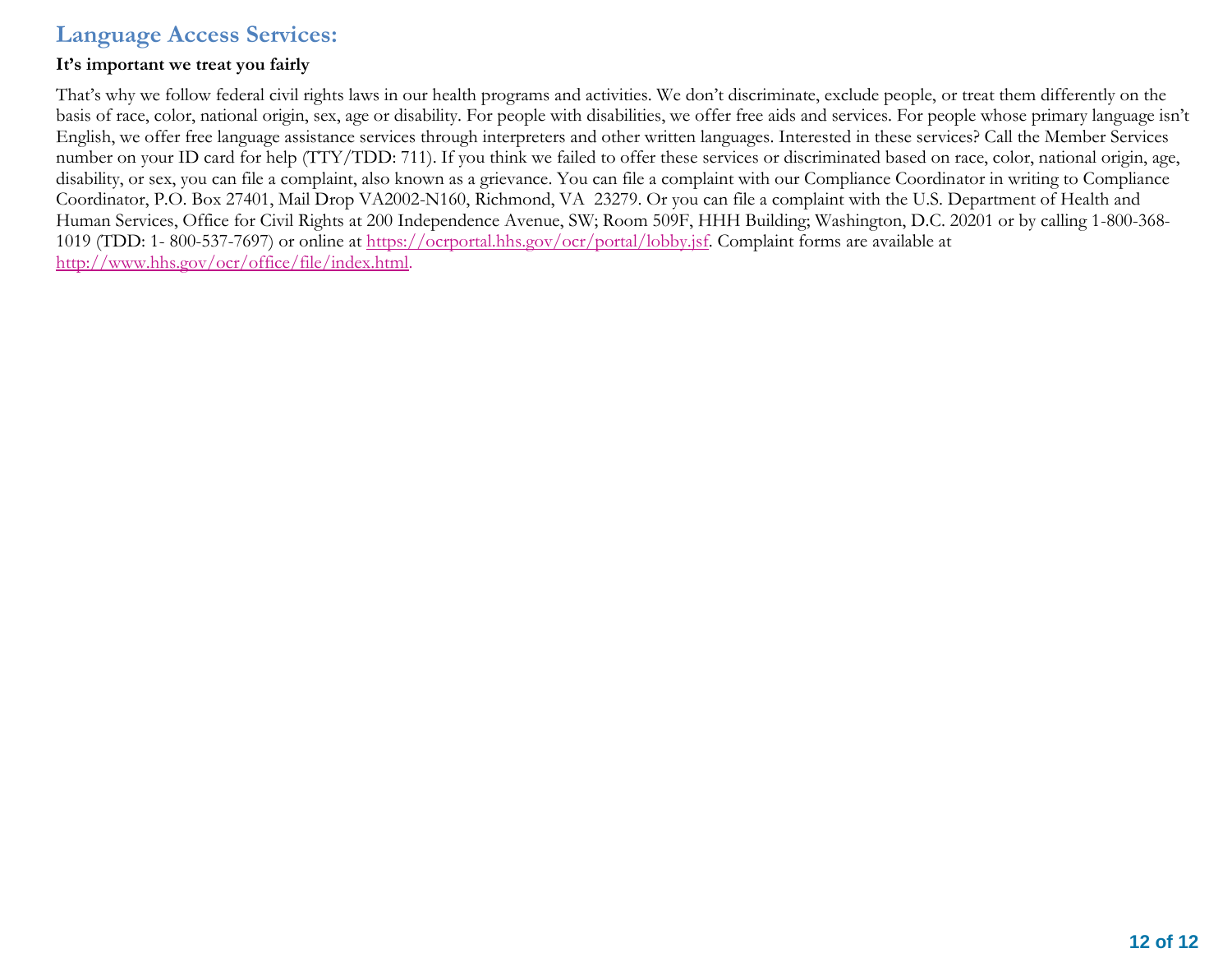## Language Access Services:

**It's important we treat you fairly**

That's why we follow federal civil rights laws in our health programs and activities. We don't discriminate, exclude people, or treat them differently on the basis of race, color, national origin, sex, age or disability. For people with disabilities, we offer free aids and services. For people whose primary language isn't English, we offer free language assistance services through interpreters and other written languages. Interested in these services? Call the Member Services number on your ID card for help (TTY/TDD: 711). If you think we failed to offer these services or discriminated based on race, color, national origin, age, disability, or sex, you can file a complaint, also known as a grievance. You can file a complaint with our Compliance Coordinator in writing to Compliance Coordinator, P.O. Box 27401, Mail Drop VA2002-N160, Richmond, VA 23279. Or you can file a complaint with the U.S. Department of Health and Human Services, Office for Civil Rights at 200 Independence Avenue, SW; Room 509F, HHH Building; Washington, D.C. 20201 or by calling 1-800-368-1019 (TDD: 1- 800-537-7697) or online at https://ocrportal.hhs.gov/ocr/portal/lobby.jsf. Complaint forms are available at http://www.hhs.gov/ocr/office/file/index.html.